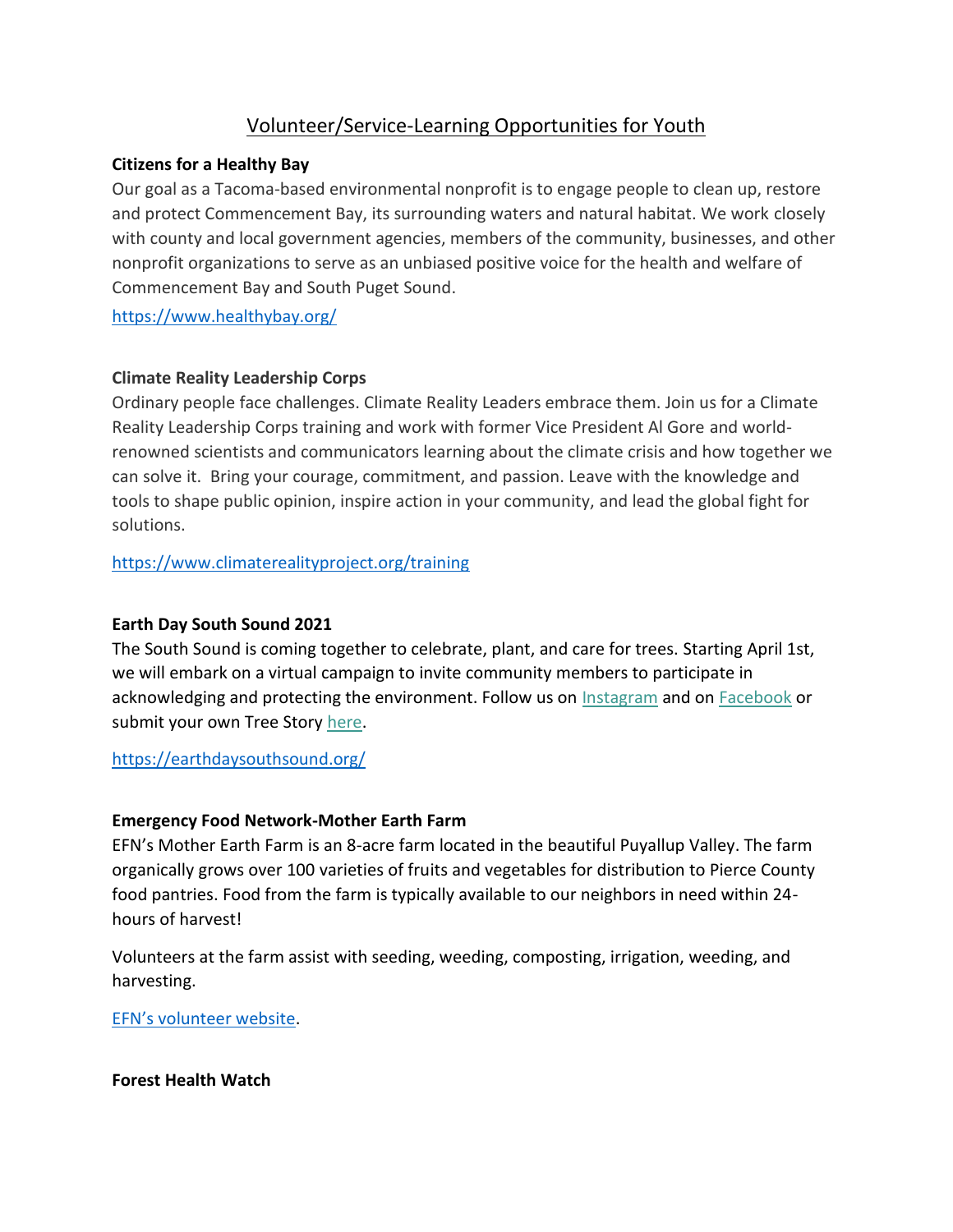# Volunteer/Service-Learning Opportunities for Youth

**Citizens for a Healthy Bay**

Our goal as a Tacoma-based environmental nonprofit is to engage people to clean up, restore and protect Commencement Bay, its surrounding waters and natural habitat. We work closely with county and local government agencies, members of the community, businesses, and other nonprofit organizations to serve as an unbiased positive voice for the health and welfare of Commencement Bay and South Puget Sound.

https://www.healthybay.org/

**Climate Reality Leadership Corps**

Ordinary people face challenges. Climate Reality Leaders embrace them. Join us for a Climate Reality Leadership Corps training and work with former Vice President Al Gore and world-renowned scientists and communicators learning about the climate crisis and how together we can solve it. Bring your courage, commitment, and passion. Leave with the knowledge and tools to shape public opinion, inspire action in your community, and lead the global fight for solutions.

https://www.climaterealityproject.org/training

**Earth Day South Sound 2021**

The South Sound is coming together to celebrate, plant, and care for trees. Starting April 1st, we will embark on a virtual campaign to invite community members to participate in acknowledging and protecting the environment. Follow us on Instagram and on Facebook or submit your own Tree Story here.

https://earthdaysouthsound.org/

**Emergency Food Network-Mother Earth Farm**

EFN's Mother Earth Farm is an 8-acre farm located in the beautiful Puyallup Valley. The farm organically grows over 100 varieties of fruits and vegetables for distribution to Pierce County food pantries. Food from the farm is typically available to our neighbors in need within 24-hours of harvest!

Volunteers at the farm assist with seeding, weeding, composting, irrigation, weeding, and harvesting.

EFN's volunteer website.

**Forest Health Watch**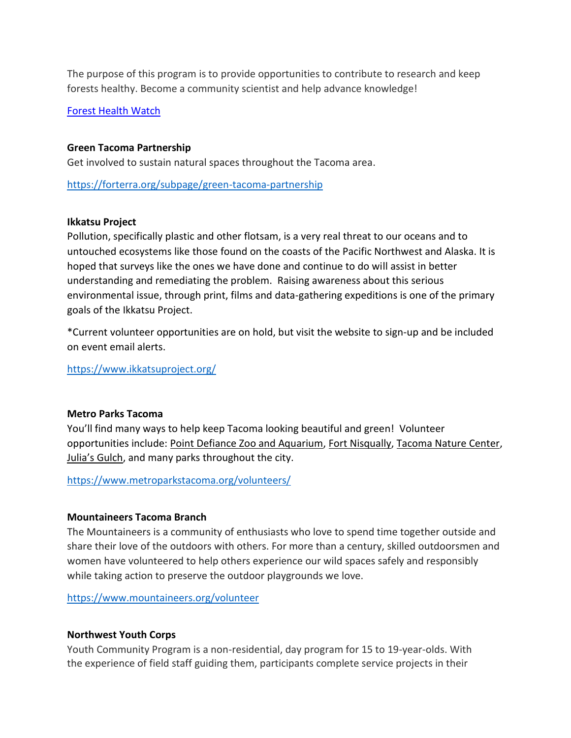The purpose of this program is to provide opportunities to contribute to research and keep forests healthy. Become a community scientist and help advance knowledge!

[Forest Health Watch]

**Green Tacoma Partnership**
Get involved to sustain natural spaces throughout the Tacoma area.

https://forterra.org/subpage/green-tacoma-partnership

**Ikkatsu Project**
Pollution, specifically plastic and other flotsam, is a very real threat to our oceans and to untouched ecosystems like those found on the coasts of the Pacific Northwest and Alaska. It is hoped that surveys like the ones we have done and continue to do will assist in better understanding and remediating the problem. Raising awareness about this serious environmental issue, through print, films and data-gathering expeditions is one of the primary goals of the Ikkatsu Project.

*Current volunteer opportunities are on hold, but visit the website to sign-up and be included on event email alerts.

https://www.ikkatsuproject.org/

**Metro Parks Tacoma**
You'll find many ways to help keep Tacoma looking beautiful and green! Volunteer opportunities include: Point Defiance Zoo and Aquarium, Fort Nisqually, Tacoma Nature Center, Julia's Gulch, and many parks throughout the city.

https://www.metroparkstacoma.org/volunteers/

**Mountaineers Tacoma Branch**
The Mountaineers is a community of enthusiasts who love to spend time together outside and share their love of the outdoors with others. For more than a century, skilled outdoorsmen and women have volunteered to help others experience our wild spaces safely and responsibly while taking action to preserve the outdoor playgrounds we love.

https://www.mountaineers.org/volunteer

**Northwest Youth Corps**
Youth Community Program is a non-residential, day program for 15 to 19-year-olds. With the experience of field staff guiding them, participants complete service projects in their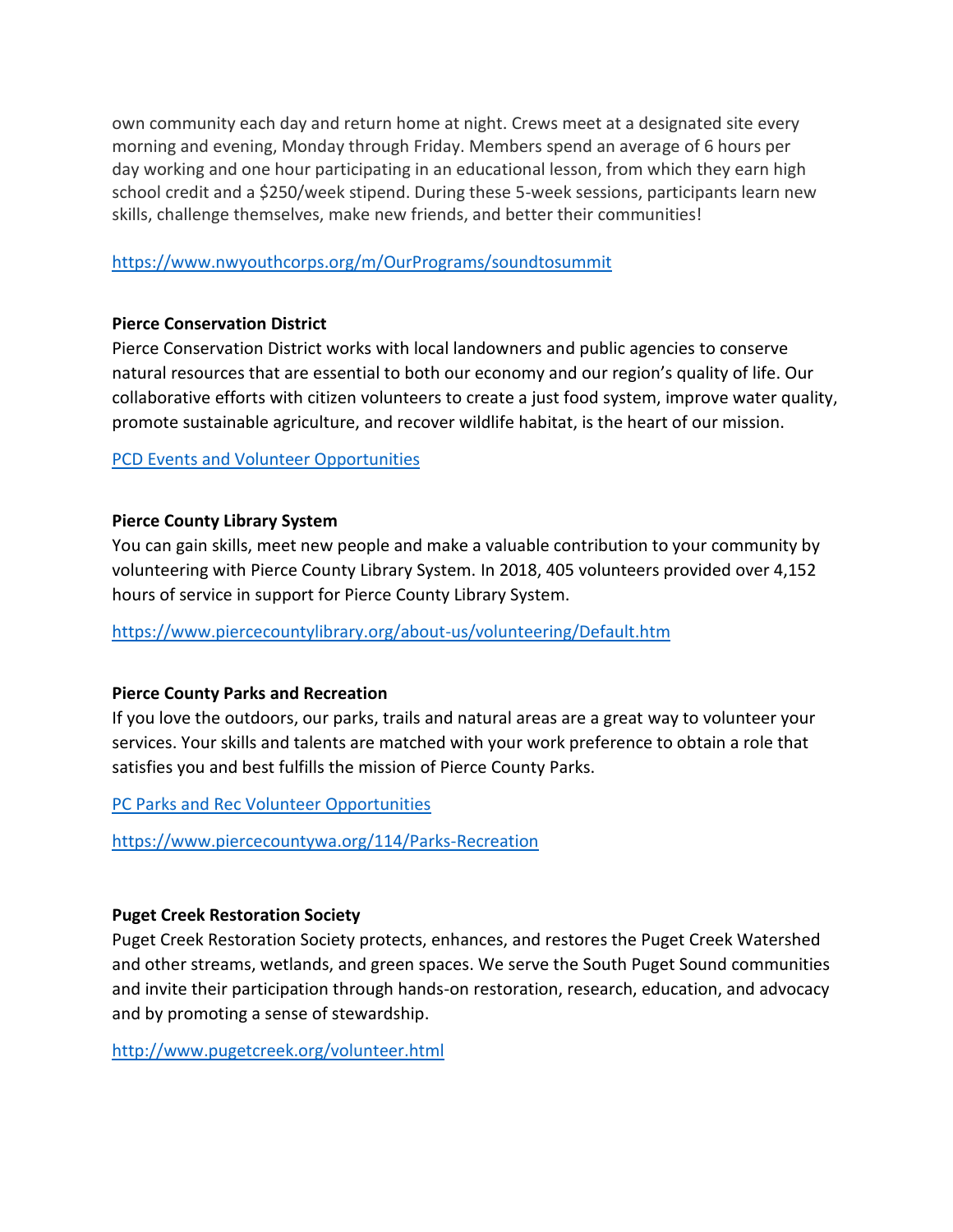own community each day and return home at night. Crews meet at a designated site every morning and evening, Monday through Friday. Members spend an average of 6 hours per day working and one hour participating in an educational lesson, from which they earn high school credit and a $250/week stipend. During these 5-week sessions, participants learn new skills, challenge themselves, make new friends, and better their communities!

[https://www.nwyouthcorps.org/m/OurPrograms/soundtosummit](https://www.nwyouthcorps.org/m/OurPrograms/soundtosummit)

**Pierce Conservation District**
Pierce Conservation District works with local landowners and public agencies to conserve natural resources that are essential to both our economy and our region's quality of life. Our collaborative efforts with citizen volunteers to create a just food system, improve water quality, promote sustainable agriculture, and recover wildlife habitat, is the heart of our mission.

PCD Events and Volunteer Opportunities

**Pierce County Library System**
You can gain skills, meet new people and make a valuable contribution to your community by volunteering with Pierce County Library System. In 2018, 405 volunteers provided over 4,152 hours of service in support for Pierce County Library System.

[https://www.piercecountylibrary.org/about-us/volunteering/Default.htm](https://www.piercecountylibrary.org/about-us/volunteering/Default.htm)

**Pierce County Parks and Recreation**
If you love the outdoors, our parks, trails and natural areas are a great way to volunteer your services. Your skills and talents are matched with your work preference to obtain a role that satisfies you and best fulfills the mission of Pierce County Parks.

PC Parks and Rec Volunteer Opportunities

[https://www.piercecountywa.org/114/Parks-Recreation](https://www.piercecountywa.org/114/Parks-Recreation)

**Puget Creek Restoration Society**
Puget Creek Restoration Society protects, enhances, and restores the Puget Creek Watershed and other streams, wetlands, and green spaces. We serve the South Puget Sound communities and invite their participation through hands-on restoration, research, education, and advocacy and by promoting a sense of stewardship.

[http://www.pugetcreek.org/volunteer.html](http://www.pugetcreek.org/volunteer.html)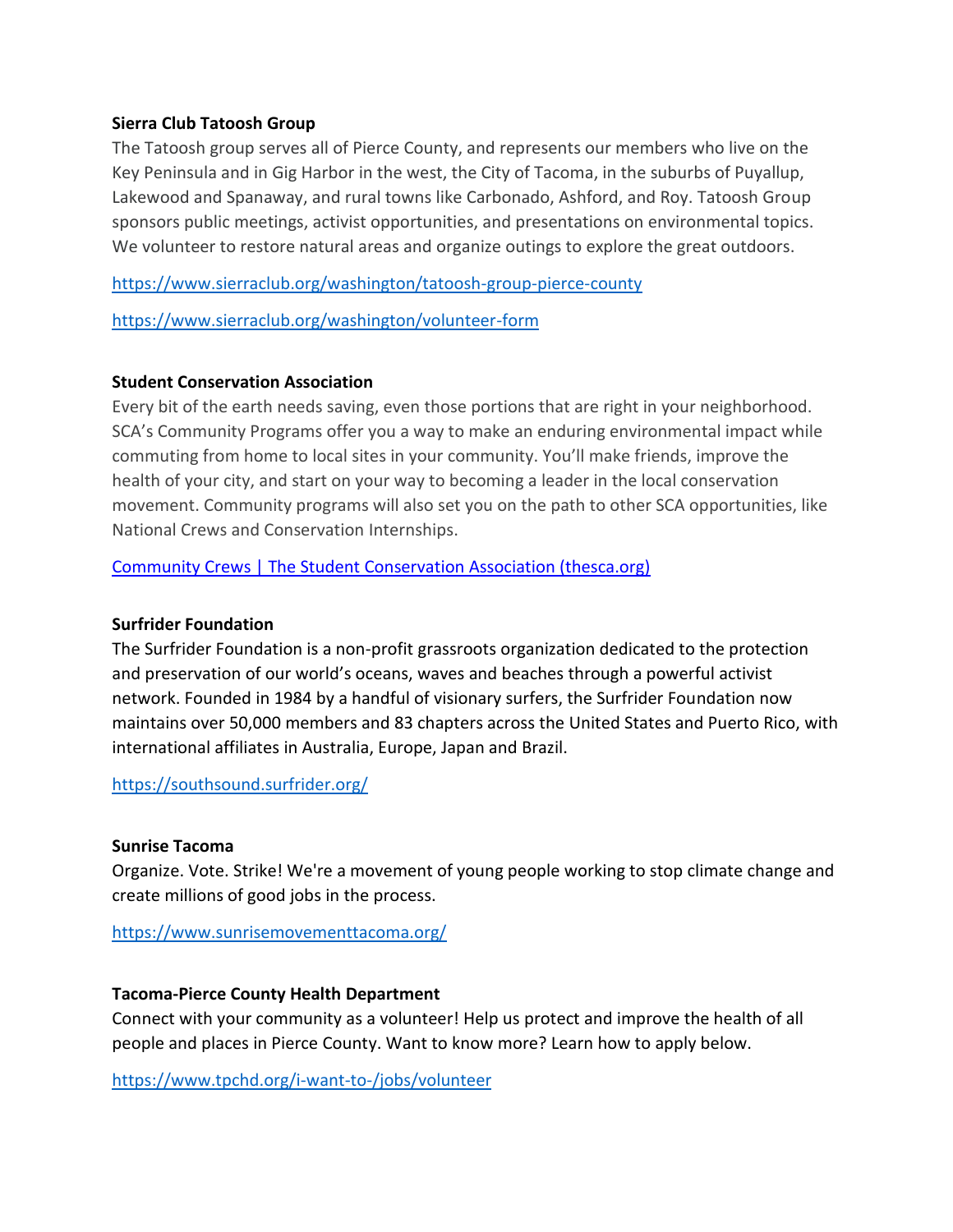**Sierra Club Tatoosh Group**

The Tatoosh group serves all of Pierce County, and represents our members who live on the Key Peninsula and in Gig Harbor in the west, the City of Tacoma, in the suburbs of Puyallup, Lakewood and Spanaway, and rural towns like Carbonado, Ashford, and Roy. Tatoosh Group sponsors public meetings, activist opportunities, and presentations on environmental topics. We volunteer to restore natural areas and organize outings to explore the great outdoors.

https://www.sierraclub.org/washington/tatoosh-group-pierce-county

https://www.sierraclub.org/washington/volunteer-form

**Student Conservation Association**

Every bit of the earth needs saving, even those portions that are right in your neighborhood. SCA's Community Programs offer you a way to make an enduring environmental impact while commuting from home to local sites in your community. You'll make friends, improve the health of your city, and start on your way to becoming a leader in the local conservation movement. Community programs will also set you on the path to other SCA opportunities, like National Crews and Conservation Internships.

Community Crews | The Student Conservation Association (thesca.org)

**Surfrider Foundation**

The Surfrider Foundation is a non-profit grassroots organization dedicated to the protection and preservation of our world's oceans, waves and beaches through a powerful activist network. Founded in 1984 by a handful of visionary surfers, the Surfrider Foundation now maintains over 50,000 members and 83 chapters across the United States and Puerto Rico, with international affiliates in Australia, Europe, Japan and Brazil.

https://southsound.surfrider.org/

**Sunrise Tacoma**

Organize. Vote. Strike! We're a movement of young people working to stop climate change and create millions of good jobs in the process.

https://www.sunrisemovementtacoma.org/

**Tacoma-Pierce County Health Department**

Connect with your community as a volunteer! Help us protect and improve the health of all people and places in Pierce County. Want to know more? Learn how to apply below.

https://www.tpchd.org/i-want-to-/jobs/volunteer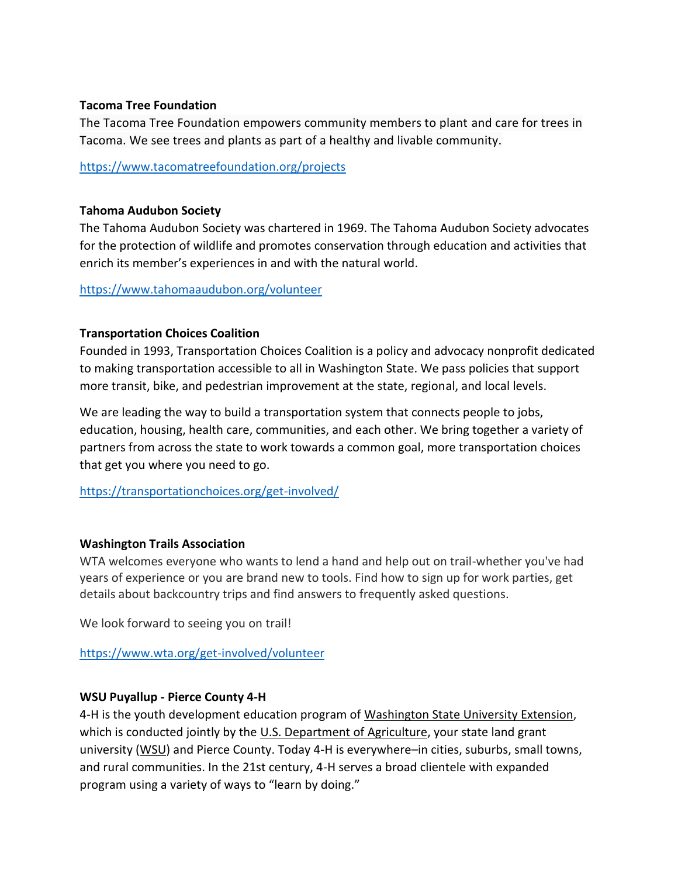**Tacoma Tree Foundation**

The Tacoma Tree Foundation empowers community members to plant and care for trees in Tacoma. We see trees and plants as part of a healthy and livable community.

https://www.tacomatreefoundation.org/projects

**Tahoma Audubon Society**

The Tahoma Audubon Society was chartered in 1969. The Tahoma Audubon Society advocates for the protection of wildlife and promotes conservation through education and activities that enrich its member's experiences in and with the natural world.

https://www.tahomaaudubon.org/volunteer

**Transportation Choices Coalition**

Founded in 1993, Transportation Choices Coalition is a policy and advocacy nonprofit dedicated to making transportation accessible to all in Washington State. We pass policies that support more transit, bike, and pedestrian improvement at the state, regional, and local levels.

We are leading the way to build a transportation system that connects people to jobs, education, housing, health care, communities, and each other. We bring together a variety of partners from across the state to work towards a common goal, more transportation choices that get you where you need to go.

https://transportationchoices.org/get-involved/

**Washington Trails Association**

WTA welcomes everyone who wants to lend a hand and help out on trail-whether you've had years of experience or you are brand new to tools. Find how to sign up for work parties, get details about backcountry trips and find answers to frequently asked questions.

We look forward to seeing you on trail!

https://www.wta.org/get-involved/volunteer

**WSU Puyallup - Pierce County 4-H**

4-H is the youth development education program of Washington State University Extension, which is conducted jointly by the U.S. Department of Agriculture, your state land grant university (WSU) and Pierce County. Today 4-H is everywhere–in cities, suburbs, small towns, and rural communities. In the 21st century, 4-H serves a broad clientele with expanded program using a variety of ways to "learn by doing."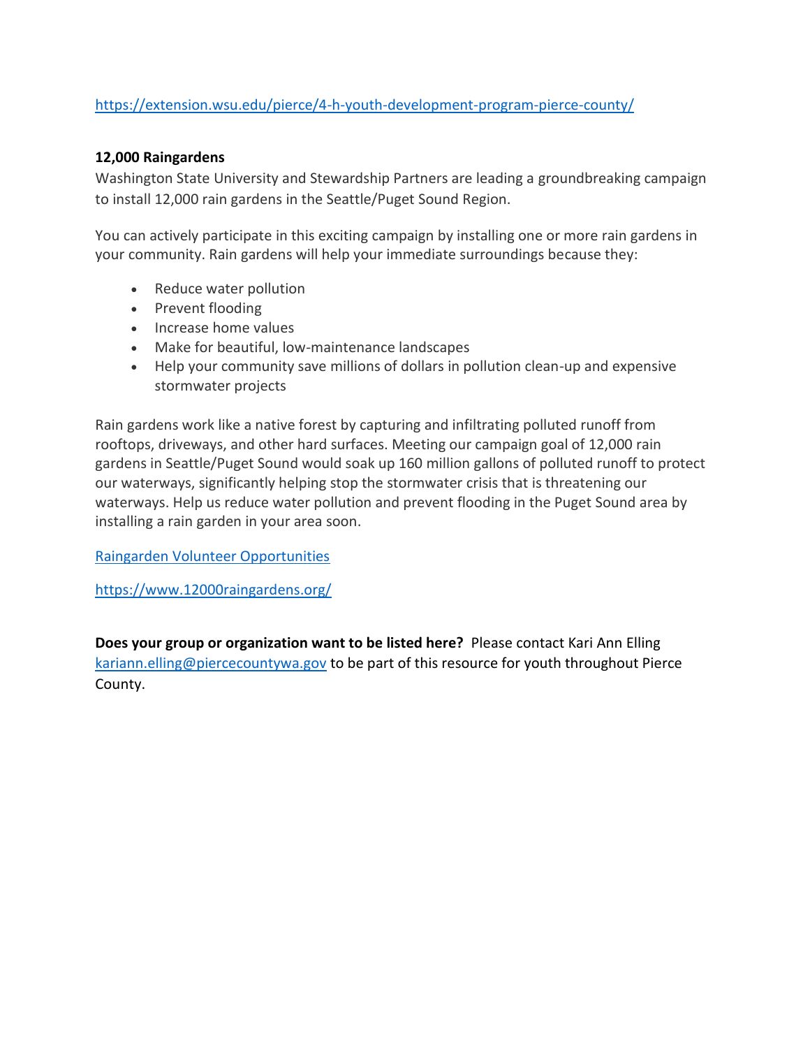https://extension.wsu.edu/pierce/4-h-youth-development-program-pierce-county/

**12,000 Raingardens**

Washington State University and Stewardship Partners are leading a groundbreaking campaign to install 12,000 rain gardens in the Seattle/Puget Sound Region.

You can actively participate in this exciting campaign by installing one or more rain gardens in your community. Rain gardens will help your immediate surroundings because they:

- Reduce water pollution
- Prevent flooding
- Increase home values
- Make for beautiful, low-maintenance landscapes
- Help your community save millions of dollars in pollution clean-up and expensive stormwater projects

Rain gardens work like a native forest by capturing and infiltrating polluted runoff from rooftops, driveways, and other hard surfaces. Meeting our campaign goal of 12,000 rain gardens in Seattle/Puget Sound would soak up 160 million gallons of polluted runoff to protect our waterways, significantly helping stop the stormwater crisis that is threatening our waterways. Help us reduce water pollution and prevent flooding in the Puget Sound area by installing a rain garden in your area soon.

Raingarden Volunteer Opportunities

https://www.12000raingardens.org/

**Does your group or organization want to be listed here?** Please contact Kari Ann Elling kariann.elling@piercecountywa.gov to be part of this resource for youth throughout Pierce County.